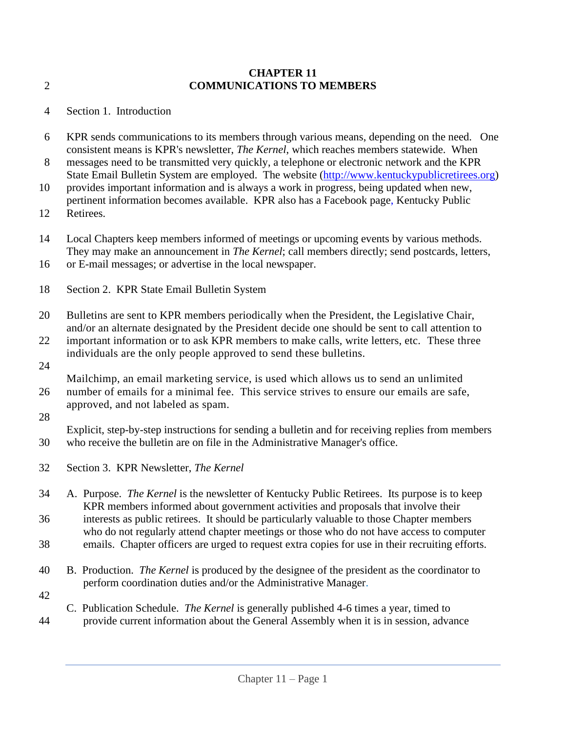# CHAPTER 11
# COMMUNICATIONS TO MEMBERS

## Section 1. Introduction

KPR sends communications to its members through various means, depending on the need. One consistent means is KPR's newsletter, *The Kernel*, which reaches members statewide. When messages need to be transmitted very quickly, a telephone or electronic network and the KPR State Email Bulletin System are employed. The website (http://www.kentuckypublicretirees.org) provides important information and is always a work in progress, being updated when new, pertinent information becomes available. KPR also has a Facebook page, Kentucky Public Retirees.

Local Chapters keep members informed of meetings or upcoming events by various methods. They may make an announcement in *The Kernel*; call members directly; send postcards, letters, or E-mail messages; or advertise in the local newspaper.

## Section 2. KPR State Email Bulletin System

Bulletins are sent to KPR members periodically when the President, the Legislative Chair, and/or an alternate designated by the President decide one should be sent to call attention to important information or to ask KPR members to make calls, write letters, etc. These three individuals are the only people approved to send these bulletins.

Mailchimp, an email marketing service, is used which allows us to send an unlimited number of emails for a minimal fee. This service strives to ensure our emails are safe, approved, and not labeled as spam.

Explicit, step-by-step instructions for sending a bulletin and for receiving replies from members who receive the bulletin are on file in the Administrative Manager's office.

## Section 3. KPR Newsletter, *The Kernel*

A. Purpose. *The Kernel* is the newsletter of Kentucky Public Retirees. Its purpose is to keep KPR members informed about government activities and proposals that involve their interests as public retirees. It should be particularly valuable to those Chapter members who do not regularly attend chapter meetings or those who do not have access to computer emails. Chapter officers are urged to request extra copies for use in their recruiting efforts.

B. Production. *The Kernel* is produced by the designee of the president as the coordinator to perform coordination duties and/or the Administrative Manager.

C. Publication Schedule. *The Kernel* is generally published 4-6 times a year, timed to provide current information about the General Assembly when it is in session, advance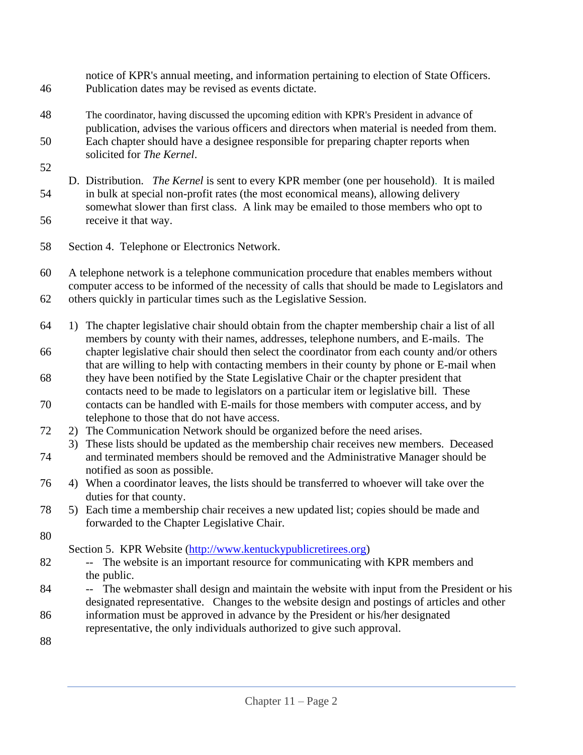notice of KPR's annual meeting, and information pertaining to election of State Officers. Publication dates may be revised as events dictate.

The coordinator, having discussed the upcoming edition with KPR's President in advance of publication, advises the various officers and directors when material is needed from them. Each chapter should have a designee responsible for preparing chapter reports when solicited for *The Kernel*.

D. Distribution. *The Kernel* is sent to every KPR member (one per household). It is mailed in bulk at special non-profit rates (the most economical means), allowing delivery somewhat slower than first class. A link may be emailed to those members who opt to receive it that way.

## Section 4. Telephone or Electronics Network.

A telephone network is a telephone communication procedure that enables members without computer access to be informed of the necessity of calls that should be made to Legislators and others quickly in particular times such as the Legislative Session.

1) The chapter legislative chair should obtain from the chapter membership chair a list of all members by county with their names, addresses, telephone numbers, and E-mails. The chapter legislative chair should then select the coordinator from each county and/or others that are willing to help with contacting members in their county by phone or E-mail when they have been notified by the State Legislative Chair or the chapter president that contacts need to be made to legislators on a particular item or legislative bill. These contacts can be handled with E-mails for those members with computer access, and by telephone to those that do not have access.
2) The Communication Network should be organized before the need arises.
3) These lists should be updated as the membership chair receives new members. Deceased and terminated members should be removed and the Administrative Manager should be notified as soon as possible.
4) When a coordinator leaves, the lists should be transferred to whoever will take over the duties for that county.
5) Each time a membership chair receives a new updated list; copies should be made and forwarded to the Chapter Legislative Chair.

## Section 5. KPR Website (http://www.kentuckypublicretirees.org)

-- The website is an important resource for communicating with KPR members and the public.

-- The webmaster shall design and maintain the website with input from the President or his designated representative. Changes to the website design and postings of articles and other information must be approved in advance by the President or his/her designated representative, the only individuals authorized to give such approval.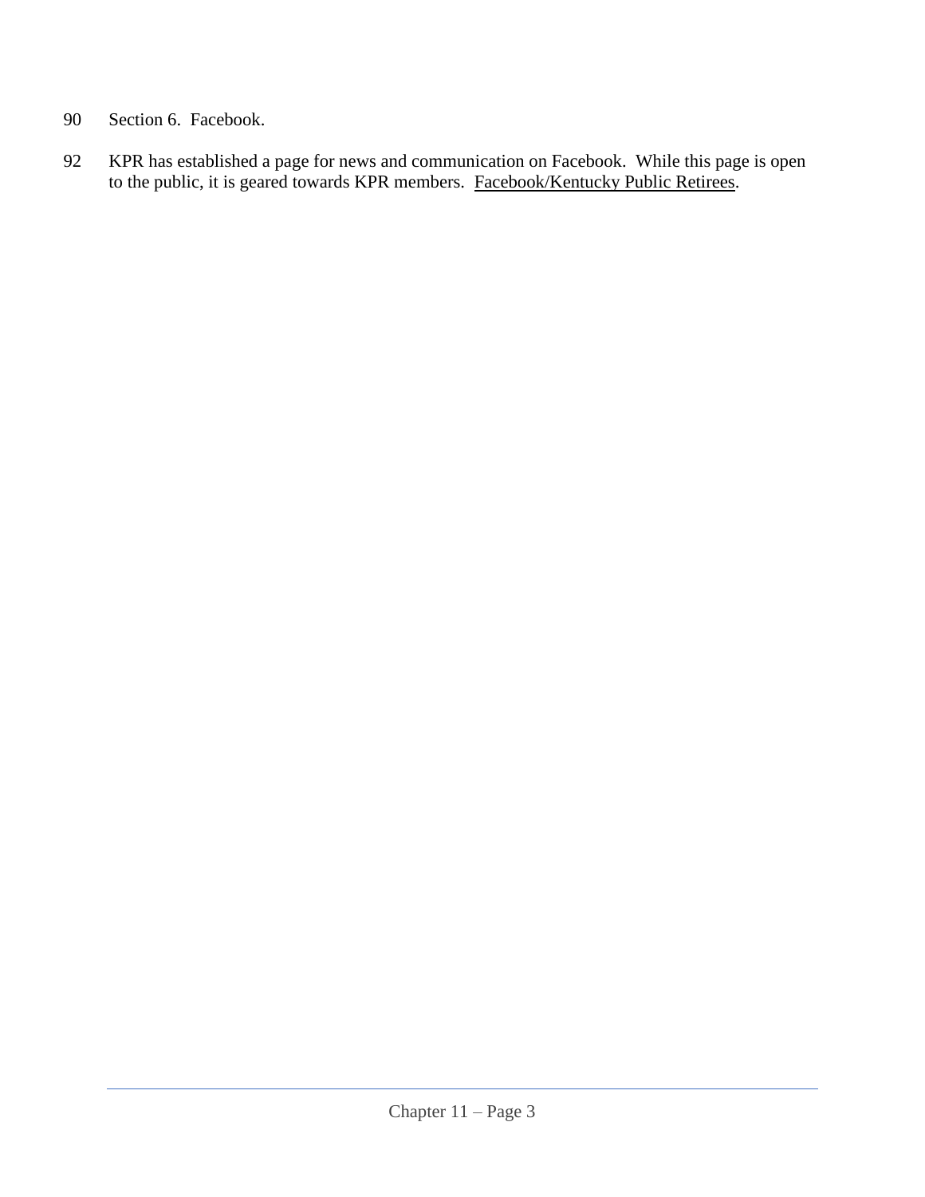## Section 6. Facebook.

KPR has established a page for news and communication on Facebook. While this page is open to the public, it is geared towards KPR members. Facebook/Kentucky Public Retirees.